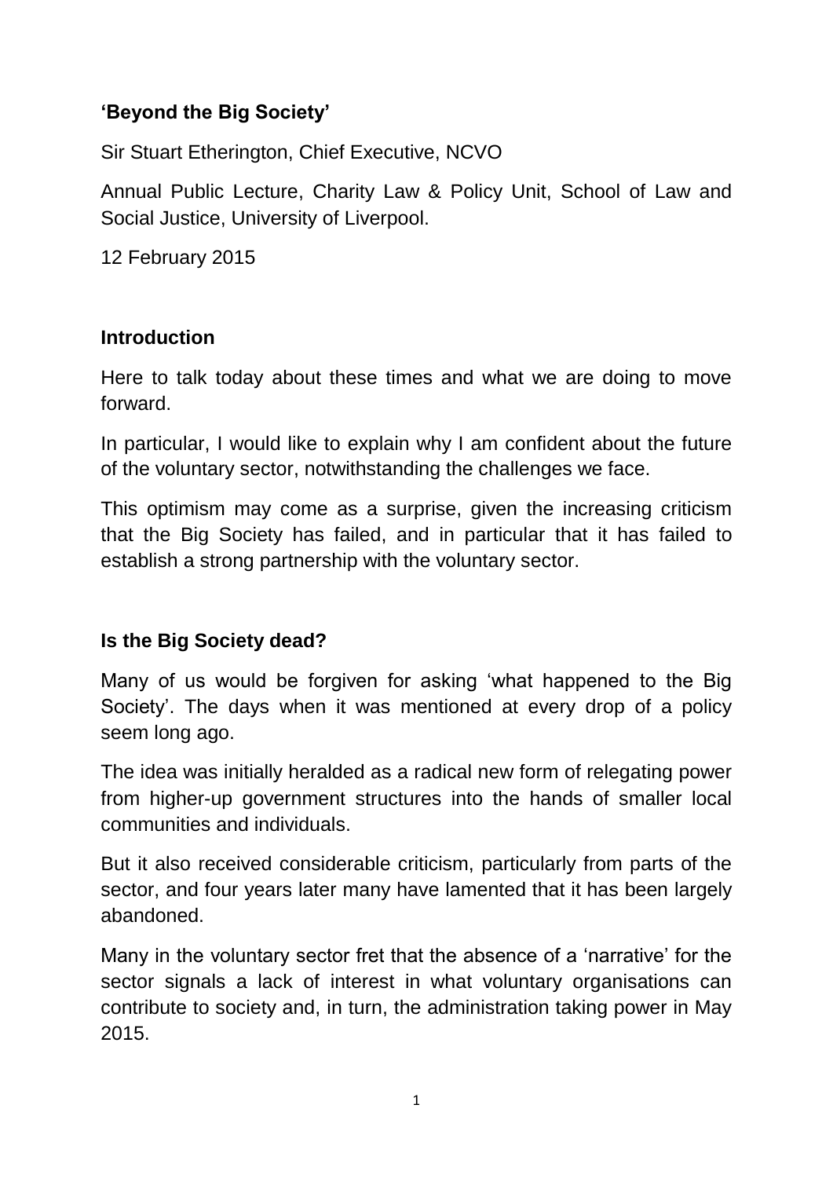**‘Beyond the Big Society’**

Sir Stuart Etherington, Chief Executive, NCVO

Annual Public Lecture, Charity Law & Policy Unit, School of Law and Social Justice, University of Liverpool.

12 February 2015

## Introduction

Here to talk today about these times and what we are doing to move forward.

In particular, I would like to explain why I am confident about the future of the voluntary sector, notwithstanding the challenges we face.

This optimism may come as a surprise, given the increasing criticism that the Big Society has failed, and in particular that it has failed to establish a strong partnership with the voluntary sector.

## Is the Big Society dead?

Many of us would be forgiven for asking ‘what happened to the Big Society’. The days when it was mentioned at every drop of a policy seem long ago.

The idea was initially heralded as a radical new form of relegating power from higher-up government structures into the hands of smaller local communities and individuals.

But it also received considerable criticism, particularly from parts of the sector, and four years later many have lamented that it has been largely abandoned.

Many in the voluntary sector fret that the absence of a ‘narrative’ for the sector signals a lack of interest in what voluntary organisations can contribute to society and, in turn, the administration taking power in May 2015.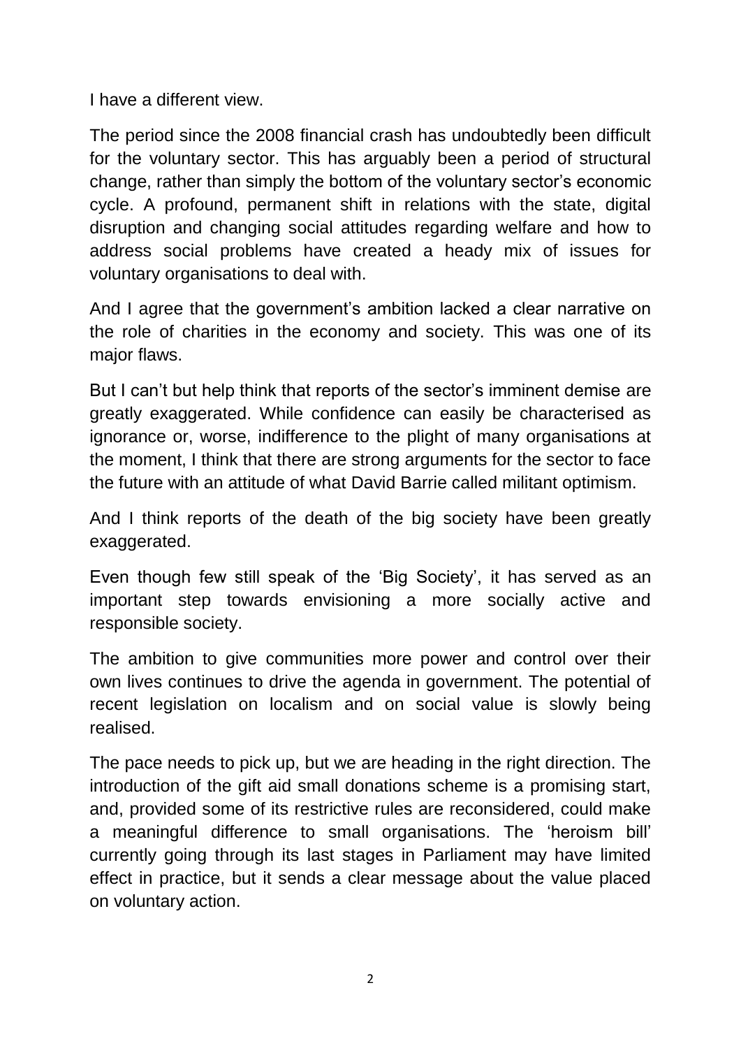I have a different view.

The period since the 2008 financial crash has undoubtedly been difficult for the voluntary sector. This has arguably been a period of structural change, rather than simply the bottom of the voluntary sector's economic cycle. A profound, permanent shift in relations with the state, digital disruption and changing social attitudes regarding welfare and how to address social problems have created a heady mix of issues for voluntary organisations to deal with.

And I agree that the government's ambition lacked a clear narrative on the role of charities in the economy and society. This was one of its major flaws.

But I can't but help think that reports of the sector's imminent demise are greatly exaggerated. While confidence can easily be characterised as ignorance or, worse, indifference to the plight of many organisations at the moment, I think that there are strong arguments for the sector to face the future with an attitude of what David Barrie called militant optimism.

And I think reports of the death of the big society have been greatly exaggerated.

Even though few still speak of the 'Big Society', it has served as an important step towards envisioning a more socially active and responsible society.

The ambition to give communities more power and control over their own lives continues to drive the agenda in government. The potential of recent legislation on localism and on social value is slowly being realised.

The pace needs to pick up, but we are heading in the right direction. The introduction of the gift aid small donations scheme is a promising start, and, provided some of its restrictive rules are reconsidered, could make a meaningful difference to small organisations. The 'heroism bill' currently going through its last stages in Parliament may have limited effect in practice, but it sends a clear message about the value placed on voluntary action.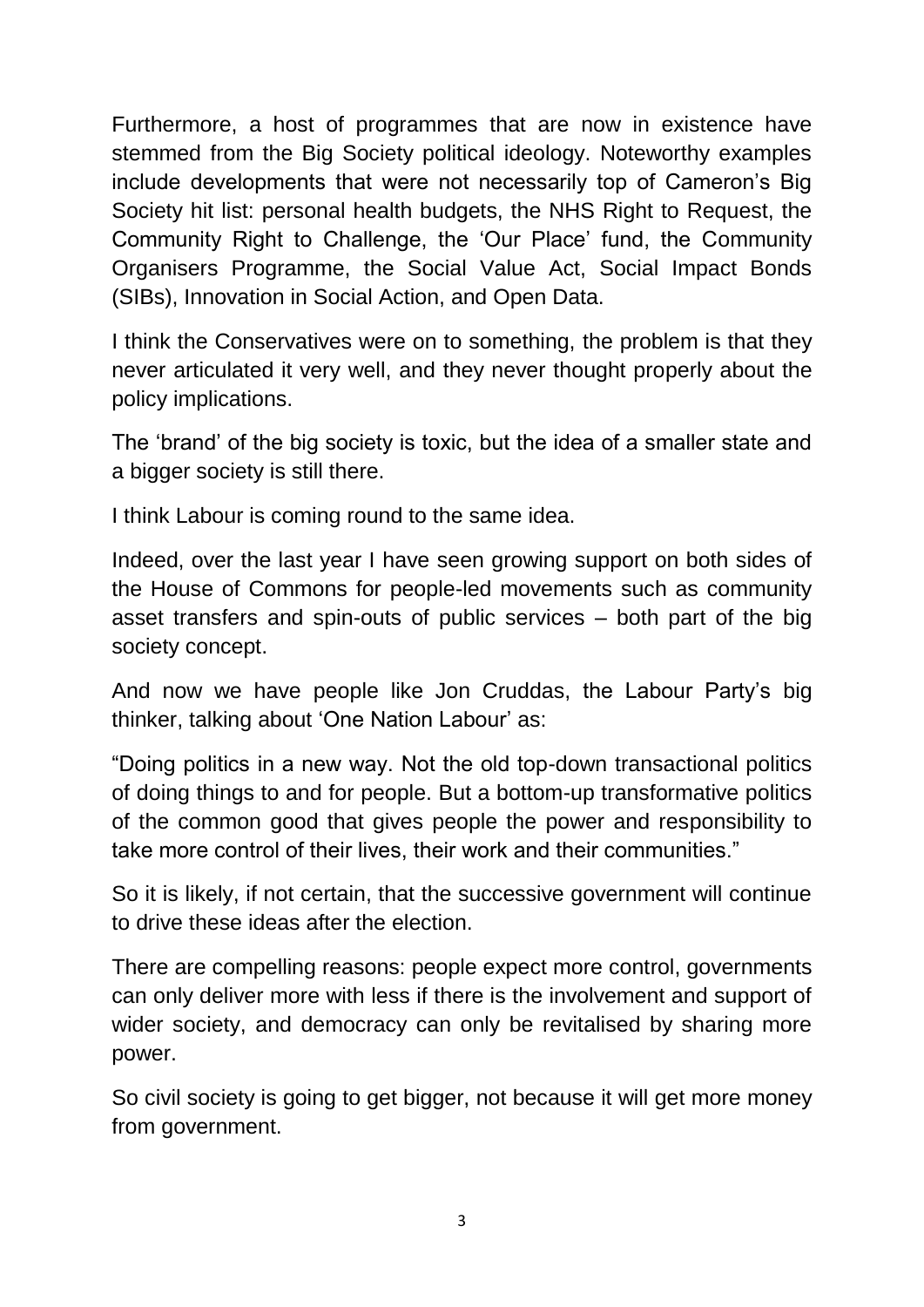Furthermore, a host of programmes that are now in existence have stemmed from the Big Society political ideology. Noteworthy examples include developments that were not necessarily top of Cameron's Big Society hit list: personal health budgets, the NHS Right to Request, the Community Right to Challenge, the 'Our Place' fund, the Community Organisers Programme, the Social Value Act, Social Impact Bonds (SIBs), Innovation in Social Action, and Open Data.

I think the Conservatives were on to something, the problem is that they never articulated it very well, and they never thought properly about the policy implications.

The 'brand' of the big society is toxic, but the idea of a smaller state and a bigger society is still there.

I think Labour is coming round to the same idea.

Indeed, over the last year I have seen growing support on both sides of the House of Commons for people-led movements such as community asset transfers and spin-outs of public services – both part of the big society concept.

And now we have people like Jon Cruddas, the Labour Party's big thinker, talking about 'One Nation Labour' as:

"Doing politics in a new way. Not the old top-down transactional politics of doing things to and for people. But a bottom-up transformative politics of the common good that gives people the power and responsibility to take more control of their lives, their work and their communities."

So it is likely, if not certain, that the successive government will continue to drive these ideas after the election.

There are compelling reasons: people expect more control, governments can only deliver more with less if there is the involvement and support of wider society, and democracy can only be revitalised by sharing more power.

So civil society is going to get bigger, not because it will get more money from government.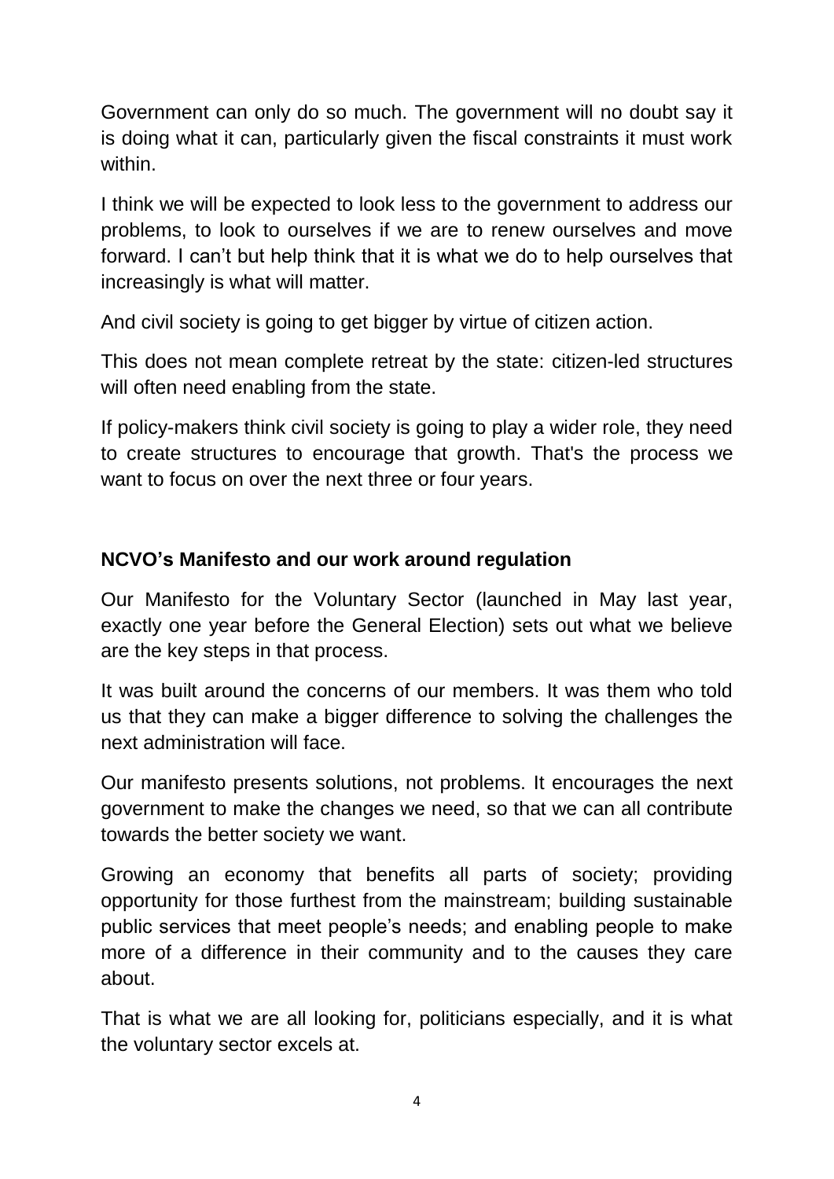Government can only do so much. The government will no doubt say it is doing what it can, particularly given the fiscal constraints it must work within.

I think we will be expected to look less to the government to address our problems, to look to ourselves if we are to renew ourselves and move forward. I can't but help think that it is what we do to help ourselves that increasingly is what will matter.

And civil society is going to get bigger by virtue of citizen action.

This does not mean complete retreat by the state: citizen-led structures will often need enabling from the state.

If policy-makers think civil society is going to play a wider role, they need to create structures to encourage that growth. That's the process we want to focus on over the next three or four years.

**NCVO's Manifesto and our work around regulation**

Our Manifesto for the Voluntary Sector (launched in May last year, exactly one year before the General Election) sets out what we believe are the key steps in that process.

It was built around the concerns of our members. It was them who told us that they can make a bigger difference to solving the challenges the next administration will face.

Our manifesto presents solutions, not problems. It encourages the next government to make the changes we need, so that we can all contribute towards the better society we want.

Growing an economy that benefits all parts of society; providing opportunity for those furthest from the mainstream; building sustainable public services that meet people's needs; and enabling people to make more of a difference in their community and to the causes they care about.

That is what we are all looking for, politicians especially, and it is what the voluntary sector excels at.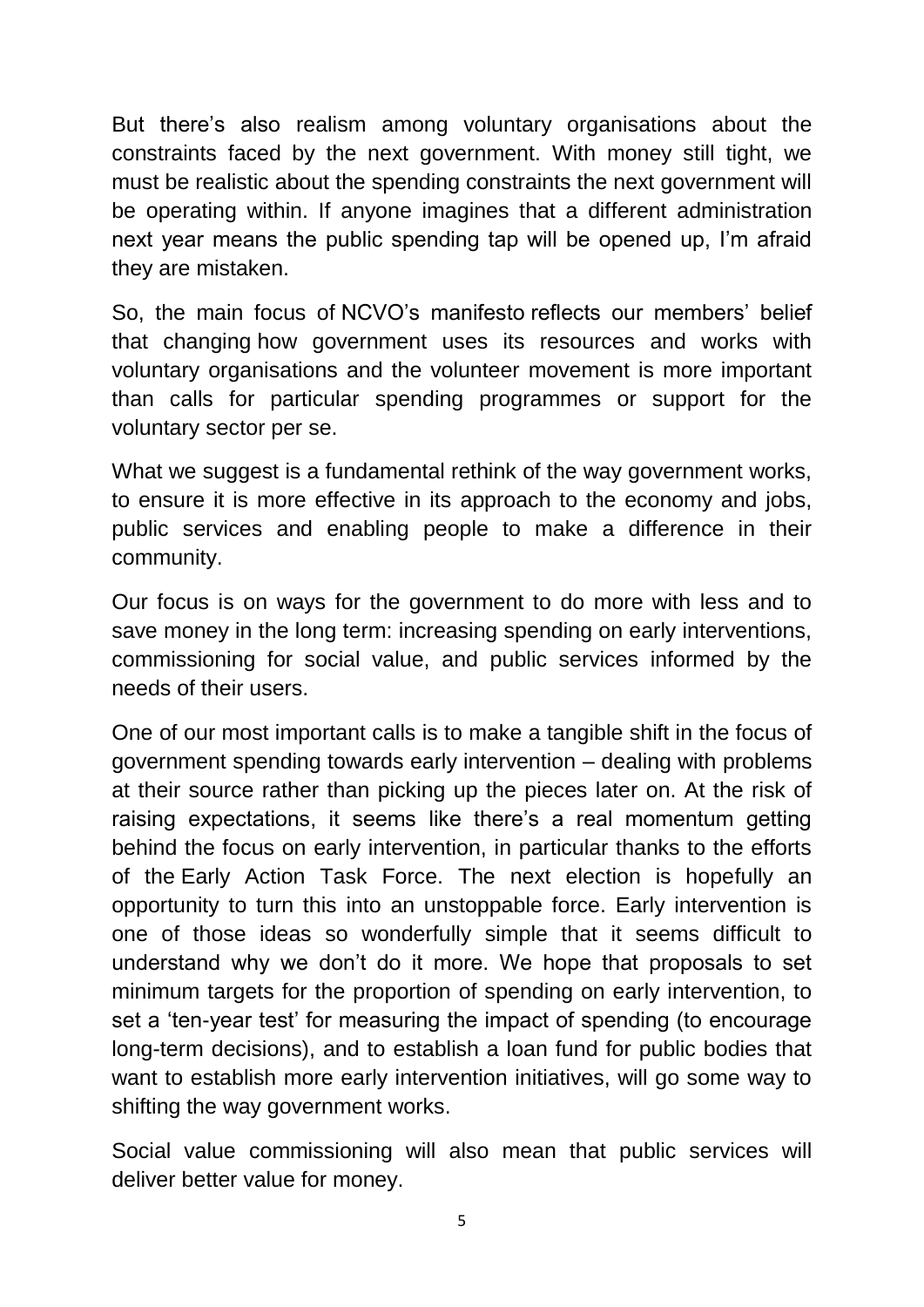But there's also realism among voluntary organisations about the constraints faced by the next government. With money still tight, we must be realistic about the spending constraints the next government will be operating within. If anyone imagines that a different administration next year means the public spending tap will be opened up, I'm afraid they are mistaken.

So, the main focus of NCVO's manifesto reflects our members' belief that changing how government uses its resources and works with voluntary organisations and the volunteer movement is more important than calls for particular spending programmes or support for the voluntary sector per se.

What we suggest is a fundamental rethink of the way government works, to ensure it is more effective in its approach to the economy and jobs, public services and enabling people to make a difference in their community.

Our focus is on ways for the government to do more with less and to save money in the long term: increasing spending on early interventions, commissioning for social value, and public services informed by the needs of their users.

One of our most important calls is to make a tangible shift in the focus of government spending towards early intervention – dealing with problems at their source rather than picking up the pieces later on. At the risk of raising expectations, it seems like there's a real momentum getting behind the focus on early intervention, in particular thanks to the efforts of the Early Action Task Force. The next election is hopefully an opportunity to turn this into an unstoppable force. Early intervention is one of those ideas so wonderfully simple that it seems difficult to understand why we don't do it more. We hope that proposals to set minimum targets for the proportion of spending on early intervention, to set a 'ten-year test' for measuring the impact of spending (to encourage long-term decisions), and to establish a loan fund for public bodies that want to establish more early intervention initiatives, will go some way to shifting the way government works.

Social value commissioning will also mean that public services will deliver better value for money.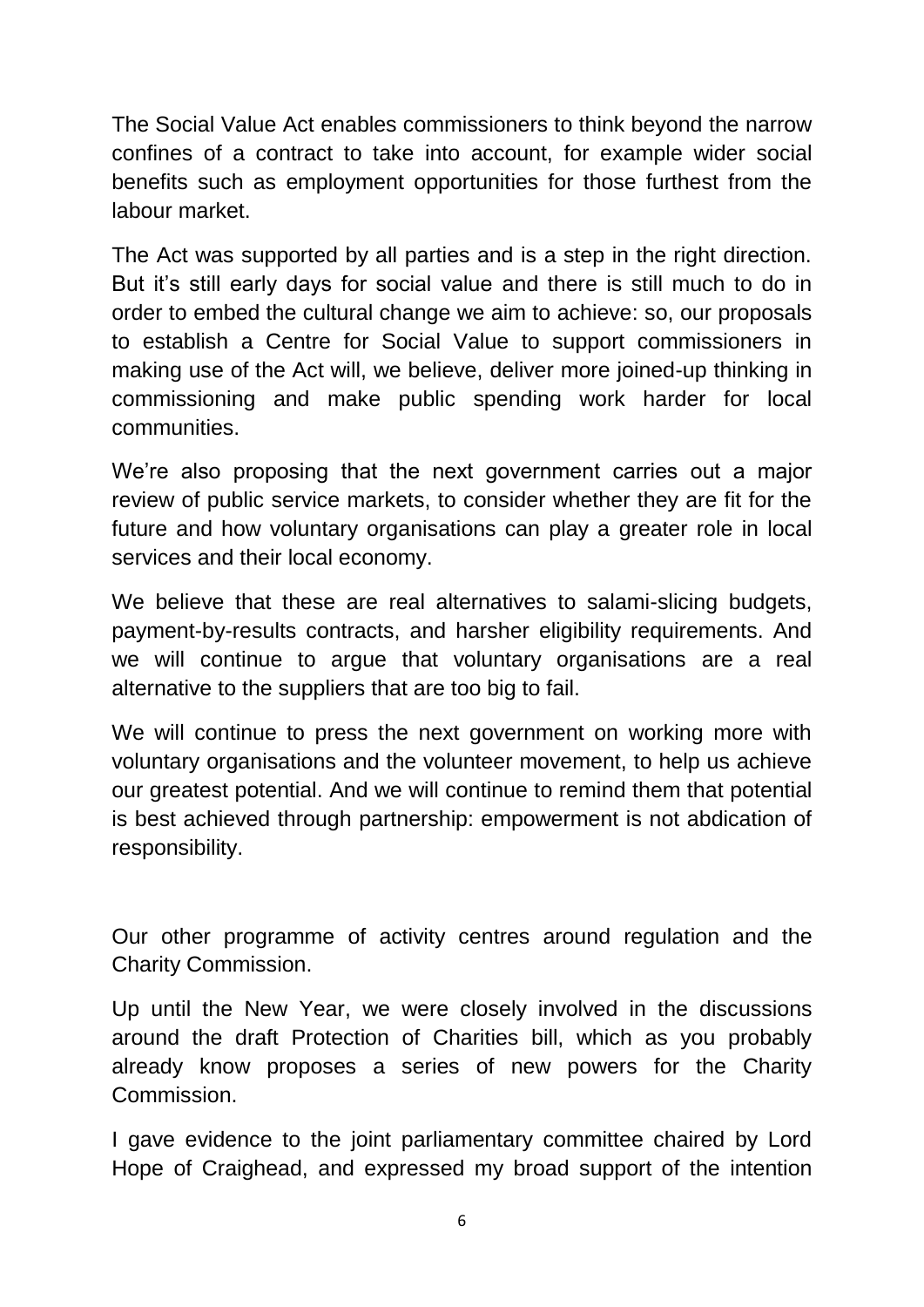The Social Value Act enables commissioners to think beyond the narrow confines of a contract to take into account, for example wider social benefits such as employment opportunities for those furthest from the labour market.

The Act was supported by all parties and is a step in the right direction. But it's still early days for social value and there is still much to do in order to embed the cultural change we aim to achieve: so, our proposals to establish a Centre for Social Value to support commissioners in making use of the Act will, we believe, deliver more joined-up thinking in commissioning and make public spending work harder for local communities.

We're also proposing that the next government carries out a major review of public service markets, to consider whether they are fit for the future and how voluntary organisations can play a greater role in local services and their local economy.

We believe that these are real alternatives to salami-slicing budgets, payment-by-results contracts, and harsher eligibility requirements. And we will continue to argue that voluntary organisations are a real alternative to the suppliers that are too big to fail.

We will continue to press the next government on working more with voluntary organisations and the volunteer movement, to help us achieve our greatest potential. And we will continue to remind them that potential is best achieved through partnership: empowerment is not abdication of responsibility.

Our other programme of activity centres around regulation and the Charity Commission.

Up until the New Year, we were closely involved in the discussions around the draft Protection of Charities bill, which as you probably already know proposes a series of new powers for the Charity Commission.

I gave evidence to the joint parliamentary committee chaired by Lord Hope of Craighead, and expressed my broad support of the intention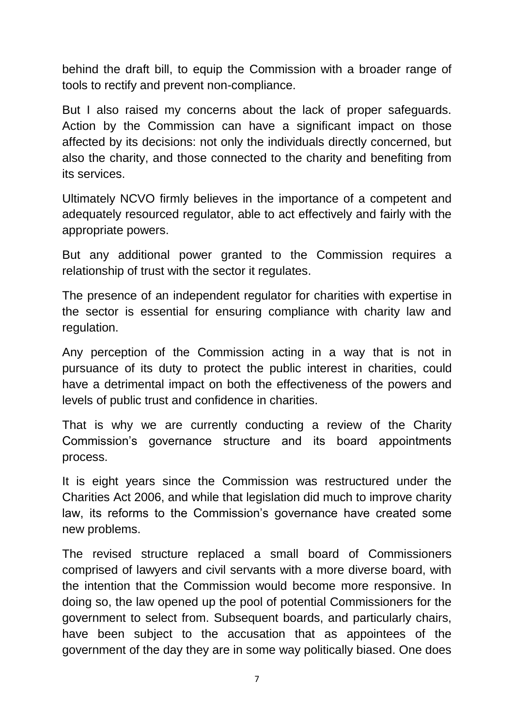behind the draft bill, to equip the Commission with a broader range of tools to rectify and prevent non-compliance.

But I also raised my concerns about the lack of proper safeguards. Action by the Commission can have a significant impact on those affected by its decisions: not only the individuals directly concerned, but also the charity, and those connected to the charity and benefiting from its services.

Ultimately NCVO firmly believes in the importance of a competent and adequately resourced regulator, able to act effectively and fairly with the appropriate powers.

But any additional power granted to the Commission requires a relationship of trust with the sector it regulates.

The presence of an independent regulator for charities with expertise in the sector is essential for ensuring compliance with charity law and regulation.

Any perception of the Commission acting in a way that is not in pursuance of its duty to protect the public interest in charities, could have a detrimental impact on both the effectiveness of the powers and levels of public trust and confidence in charities.

That is why we are currently conducting a review of the Charity Commission's governance structure and its board appointments process.

It is eight years since the Commission was restructured under the Charities Act 2006, and while that legislation did much to improve charity law, its reforms to the Commission's governance have created some new problems.

The revised structure replaced a small board of Commissioners comprised of lawyers and civil servants with a more diverse board, with the intention that the Commission would become more responsive. In doing so, the law opened up the pool of potential Commissioners for the government to select from. Subsequent boards, and particularly chairs, have been subject to the accusation that as appointees of the government of the day they are in some way politically biased. One does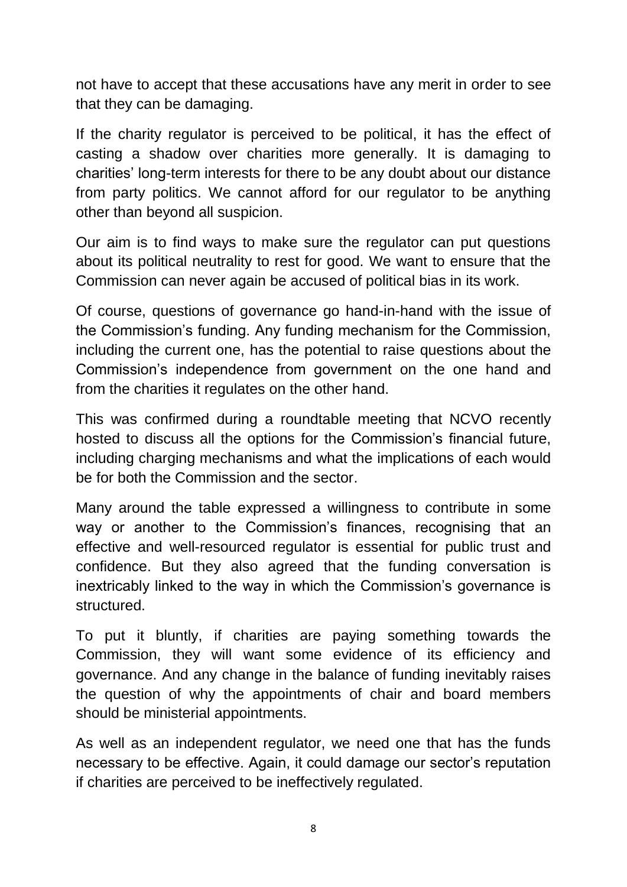not have to accept that these accusations have any merit in order to see that they can be damaging.

If the charity regulator is perceived to be political, it has the effect of casting a shadow over charities more generally. It is damaging to charities' long-term interests for there to be any doubt about our distance from party politics. We cannot afford for our regulator to be anything other than beyond all suspicion.

Our aim is to find ways to make sure the regulator can put questions about its political neutrality to rest for good. We want to ensure that the Commission can never again be accused of political bias in its work.

Of course, questions of governance go hand-in-hand with the issue of the Commission's funding. Any funding mechanism for the Commission, including the current one, has the potential to raise questions about the Commission's independence from government on the one hand and from the charities it regulates on the other hand.

This was confirmed during a roundtable meeting that NCVO recently hosted to discuss all the options for the Commission's financial future, including charging mechanisms and what the implications of each would be for both the Commission and the sector.

Many around the table expressed a willingness to contribute in some way or another to the Commission's finances, recognising that an effective and well-resourced regulator is essential for public trust and confidence. But they also agreed that the funding conversation is inextricably linked to the way in which the Commission's governance is structured.

To put it bluntly, if charities are paying something towards the Commission, they will want some evidence of its efficiency and governance. And any change in the balance of funding inevitably raises the question of why the appointments of chair and board members should be ministerial appointments.

As well as an independent regulator, we need one that has the funds necessary to be effective. Again, it could damage our sector's reputation if charities are perceived to be ineffectively regulated.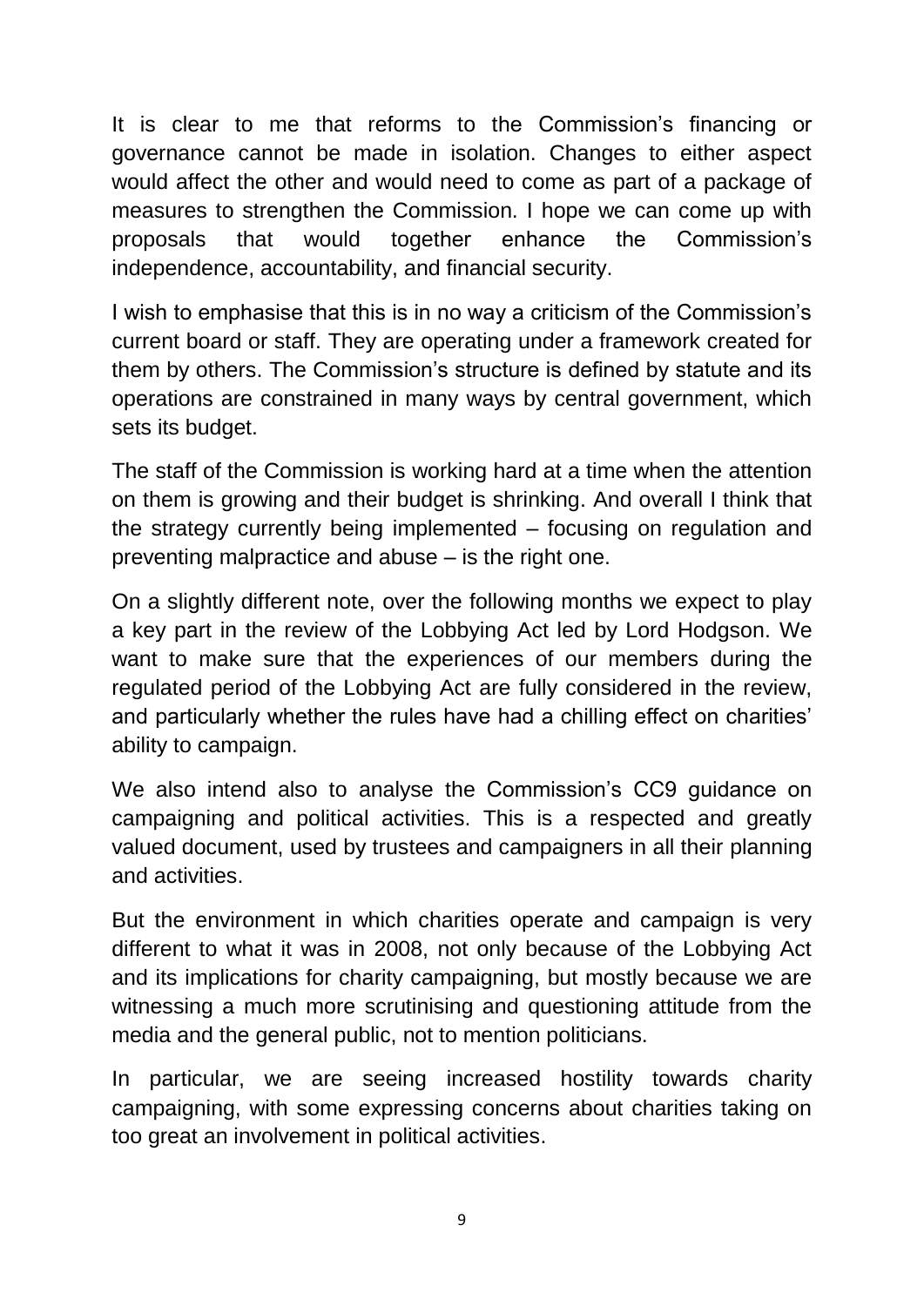It is clear to me that reforms to the Commission's financing or governance cannot be made in isolation. Changes to either aspect would affect the other and would need to come as part of a package of measures to strengthen the Commission. I hope we can come up with proposals that would together enhance the Commission's independence, accountability, and financial security.

I wish to emphasise that this is in no way a criticism of the Commission's current board or staff. They are operating under a framework created for them by others. The Commission's structure is defined by statute and its operations are constrained in many ways by central government, which sets its budget.

The staff of the Commission is working hard at a time when the attention on them is growing and their budget is shrinking. And overall I think that the strategy currently being implemented – focusing on regulation and preventing malpractice and abuse – is the right one.

On a slightly different note, over the following months we expect to play a key part in the review of the Lobbying Act led by Lord Hodgson. We want to make sure that the experiences of our members during the regulated period of the Lobbying Act are fully considered in the review, and particularly whether the rules have had a chilling effect on charities' ability to campaign.

We also intend also to analyse the Commission's CC9 guidance on campaigning and political activities. This is a respected and greatly valued document, used by trustees and campaigners in all their planning and activities.

But the environment in which charities operate and campaign is very different to what it was in 2008, not only because of the Lobbying Act and its implications for charity campaigning, but mostly because we are witnessing a much more scrutinising and questioning attitude from the media and the general public, not to mention politicians.

In particular, we are seeing increased hostility towards charity campaigning, with some expressing concerns about charities taking on too great an involvement in political activities.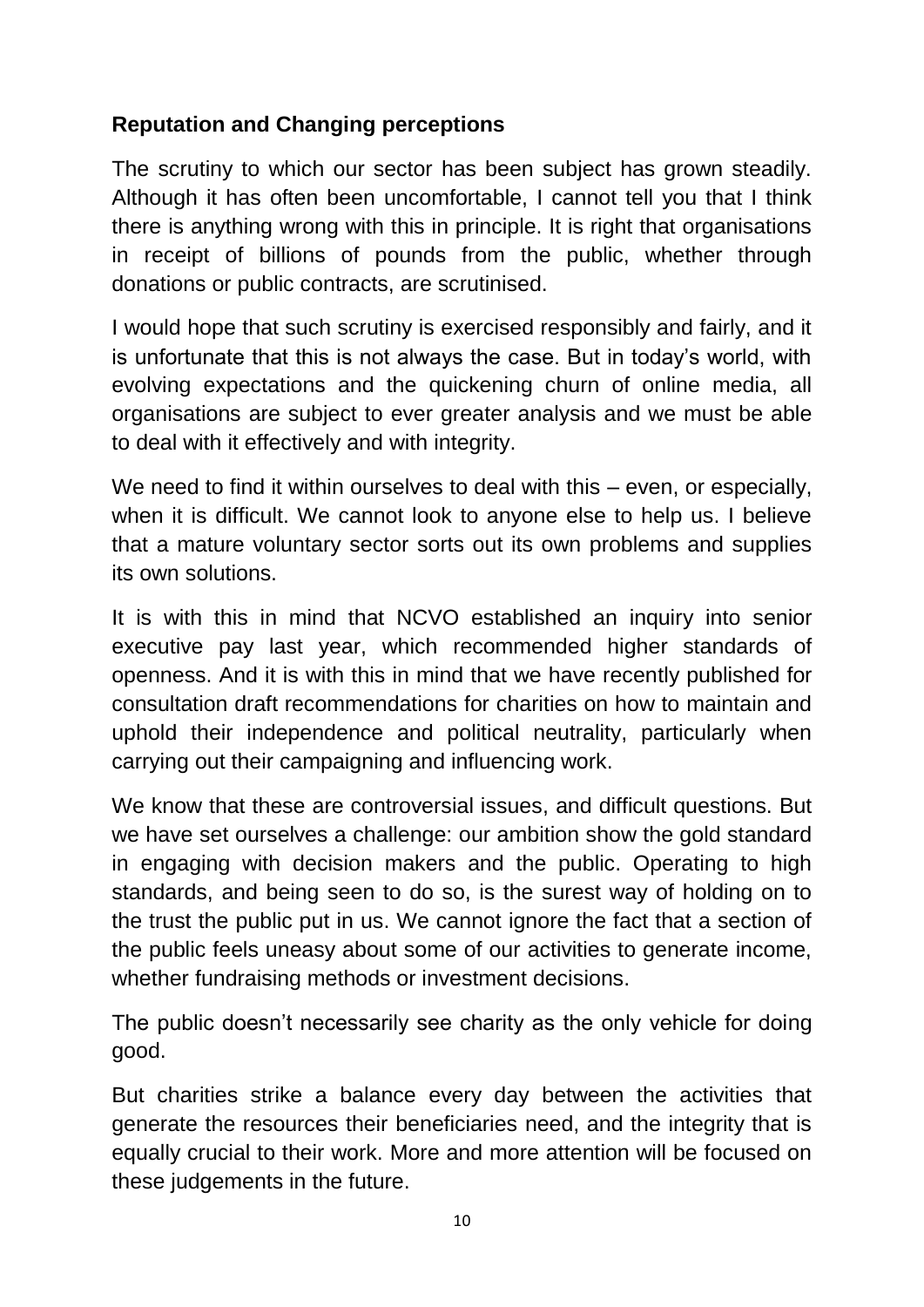## Reputation and Changing perceptions

The scrutiny to which our sector has been subject has grown steadily. Although it has often been uncomfortable, I cannot tell you that I think there is anything wrong with this in principle. It is right that organisations in receipt of billions of pounds from the public, whether through donations or public contracts, are scrutinised.

I would hope that such scrutiny is exercised responsibly and fairly, and it is unfortunate that this is not always the case. But in today's world, with evolving expectations and the quickening churn of online media, all organisations are subject to ever greater analysis and we must be able to deal with it effectively and with integrity.

We need to find it within ourselves to deal with this – even, or especially, when it is difficult. We cannot look to anyone else to help us. I believe that a mature voluntary sector sorts out its own problems and supplies its own solutions.

It is with this in mind that NCVO established an inquiry into senior executive pay last year, which recommended higher standards of openness. And it is with this in mind that we have recently published for consultation draft recommendations for charities on how to maintain and uphold their independence and political neutrality, particularly when carrying out their campaigning and influencing work.

We know that these are controversial issues, and difficult questions. But we have set ourselves a challenge: our ambition show the gold standard in engaging with decision makers and the public. Operating to high standards, and being seen to do so, is the surest way of holding on to the trust the public put in us. We cannot ignore the fact that a section of the public feels uneasy about some of our activities to generate income, whether fundraising methods or investment decisions.

The public doesn't necessarily see charity as the only vehicle for doing good.

But charities strike a balance every day between the activities that generate the resources their beneficiaries need, and the integrity that is equally crucial to their work. More and more attention will be focused on these judgements in the future.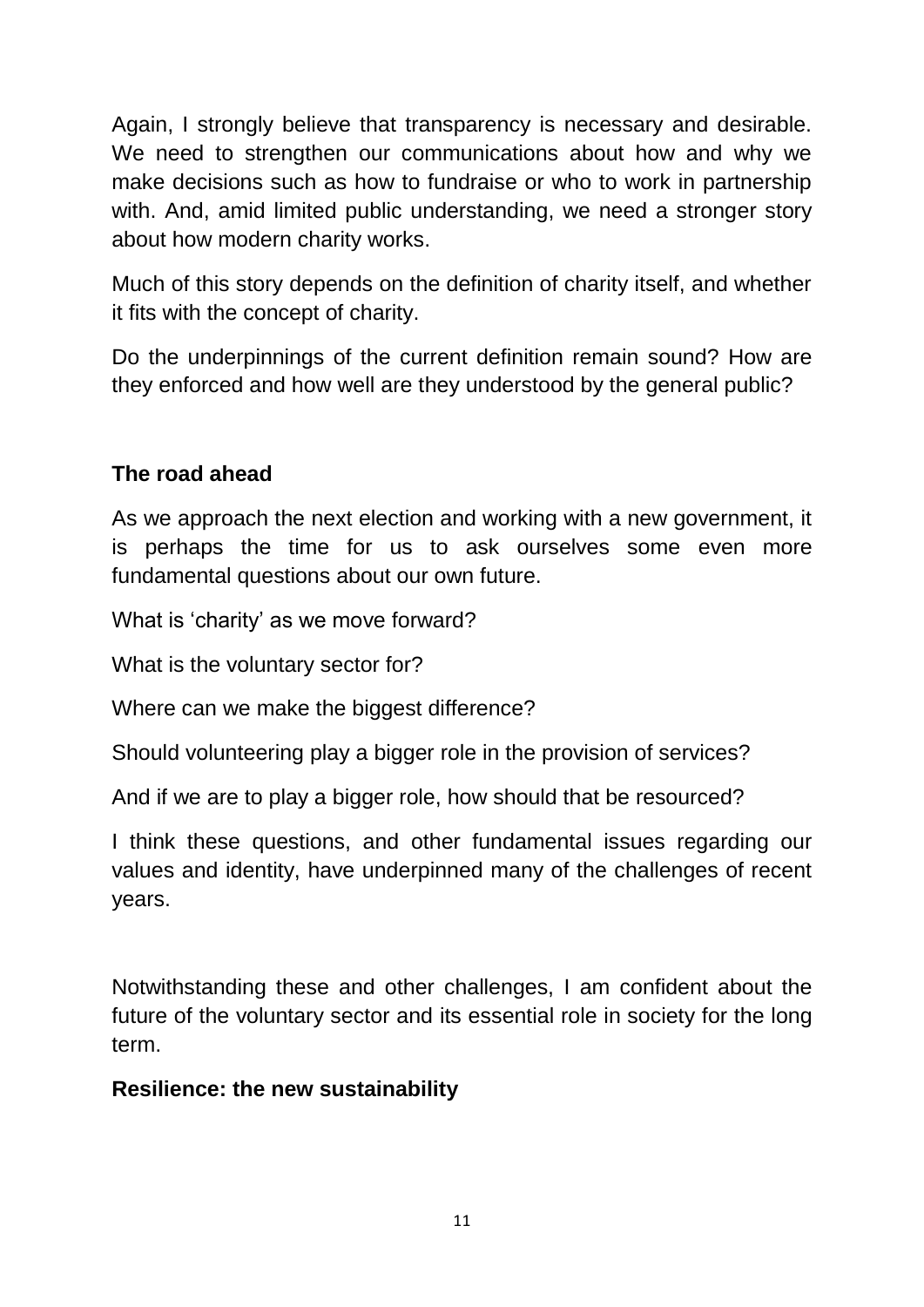Again, I strongly believe that transparency is necessary and desirable. We need to strengthen our communications about how and why we make decisions such as how to fundraise or who to work in partnership with. And, amid limited public understanding, we need a stronger story about how modern charity works.

Much of this story depends on the definition of charity itself, and whether it fits with the concept of charity.

Do the underpinnings of the current definition remain sound? How are they enforced and how well are they understood by the general public?

**The road ahead**

As we approach the next election and working with a new government, it is perhaps the time for us to ask ourselves some even more fundamental questions about our own future.

What is 'charity' as we move forward?

What is the voluntary sector for?

Where can we make the biggest difference?

Should volunteering play a bigger role in the provision of services?

And if we are to play a bigger role, how should that be resourced?

I think these questions, and other fundamental issues regarding our values and identity, have underpinned many of the challenges of recent years.

Notwithstanding these and other challenges, I am confident about the future of the voluntary sector and its essential role in society for the long term.

**Resilience: the new sustainability**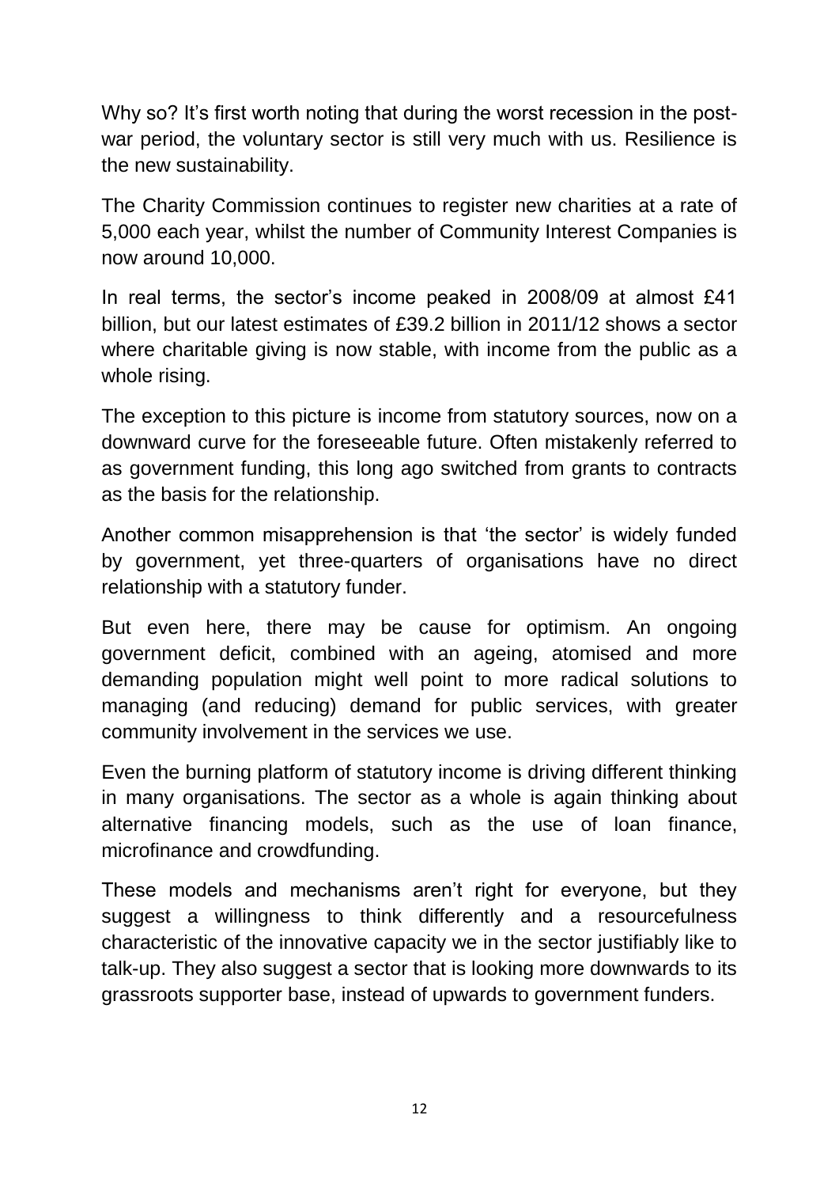Why so? It's first worth noting that during the worst recession in the post-war period, the voluntary sector is still very much with us. Resilience is the new sustainability.

The Charity Commission continues to register new charities at a rate of 5,000 each year, whilst the number of Community Interest Companies is now around 10,000.

In real terms, the sector's income peaked in 2008/09 at almost £41 billion, but our latest estimates of £39.2 billion in 2011/12 shows a sector where charitable giving is now stable, with income from the public as a whole rising.

The exception to this picture is income from statutory sources, now on a downward curve for the foreseeable future. Often mistakenly referred to as government funding, this long ago switched from grants to contracts as the basis for the relationship.

Another common misapprehension is that 'the sector' is widely funded by government, yet three-quarters of organisations have no direct relationship with a statutory funder.

But even here, there may be cause for optimism. An ongoing government deficit, combined with an ageing, atomised and more demanding population might well point to more radical solutions to managing (and reducing) demand for public services, with greater community involvement in the services we use.

Even the burning platform of statutory income is driving different thinking in many organisations. The sector as a whole is again thinking about alternative financing models, such as the use of loan finance, microfinance and crowdfunding.

These models and mechanisms aren't right for everyone, but they suggest a willingness to think differently and a resourcefulness characteristic of the innovative capacity we in the sector justifiably like to talk-up. They also suggest a sector that is looking more downwards to its grassroots supporter base, instead of upwards to government funders.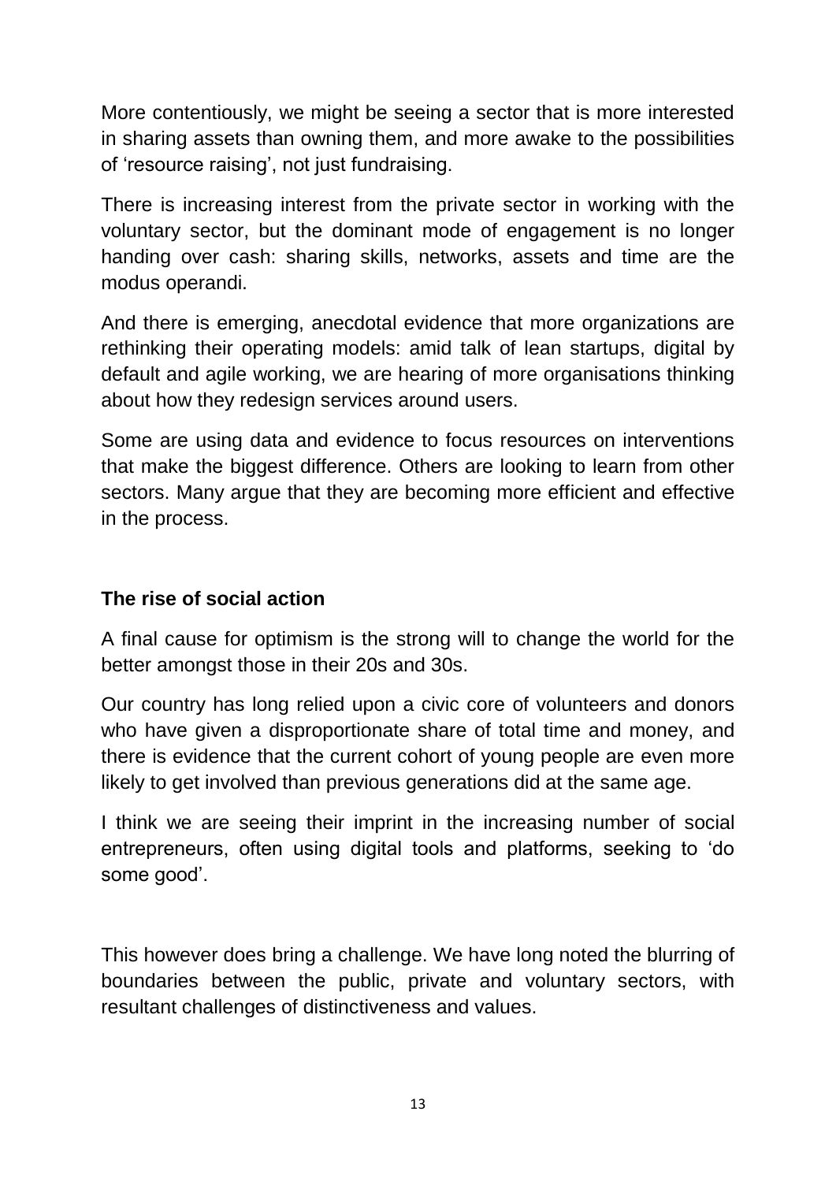More contentiously, we might be seeing a sector that is more interested in sharing assets than owning them, and more awake to the possibilities of 'resource raising', not just fundraising.

There is increasing interest from the private sector in working with the voluntary sector, but the dominant mode of engagement is no longer handing over cash: sharing skills, networks, assets and time are the modus operandi.

And there is emerging, anecdotal evidence that more organizations are rethinking their operating models: amid talk of lean startups, digital by default and agile working, we are hearing of more organisations thinking about how they redesign services around users.

Some are using data and evidence to focus resources on interventions that make the biggest difference. Others are looking to learn from other sectors. Many argue that they are becoming more efficient and effective in the process.

**The rise of social action**

A final cause for optimism is the strong will to change the world for the better amongst those in their 20s and 30s.

Our country has long relied upon a civic core of volunteers and donors who have given a disproportionate share of total time and money, and there is evidence that the current cohort of young people are even more likely to get involved than previous generations did at the same age.

I think we are seeing their imprint in the increasing number of social entrepreneurs, often using digital tools and platforms, seeking to 'do some good'.

This however does bring a challenge. We have long noted the blurring of boundaries between the public, private and voluntary sectors, with resultant challenges of distinctiveness and values.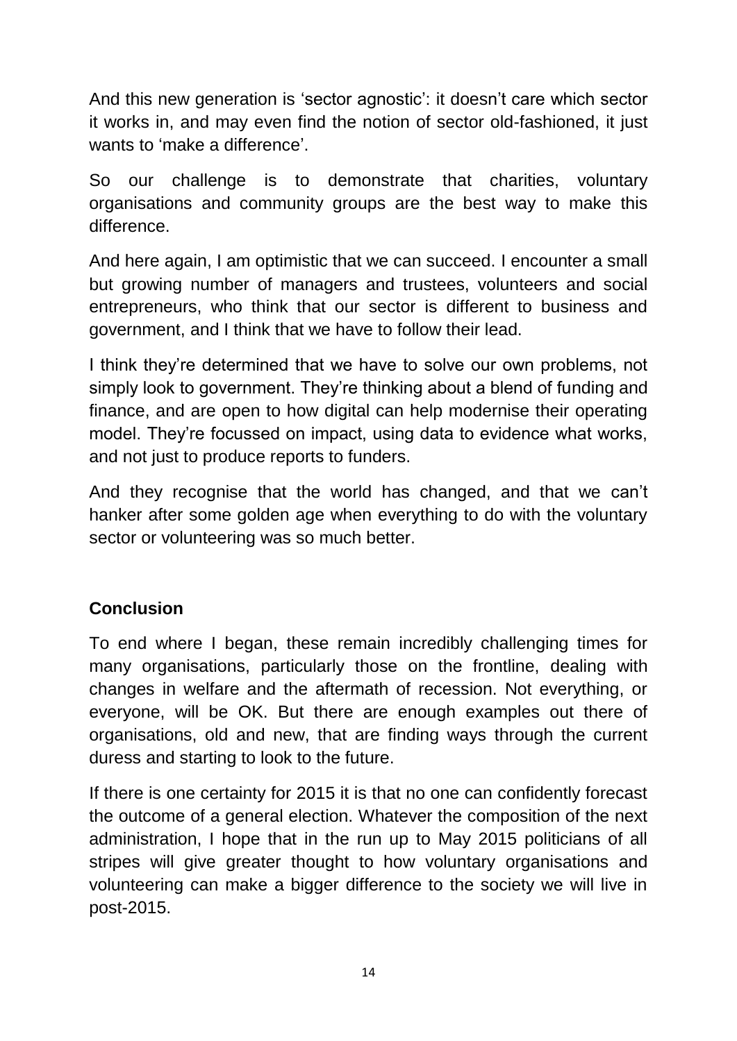And this new generation is 'sector agnostic': it doesn't care which sector it works in, and may even find the notion of sector old-fashioned, it just wants to 'make a difference'.

So our challenge is to demonstrate that charities, voluntary organisations and community groups are the best way to make this difference.

And here again, I am optimistic that we can succeed. I encounter a small but growing number of managers and trustees, volunteers and social entrepreneurs, who think that our sector is different to business and government, and I think that we have to follow their lead.

I think they're determined that we have to solve our own problems, not simply look to government. They're thinking about a blend of funding and finance, and are open to how digital can help modernise their operating model. They're focussed on impact, using data to evidence what works, and not just to produce reports to funders.

And they recognise that the world has changed, and that we can't hanker after some golden age when everything to do with the voluntary sector or volunteering was so much better.

**Conclusion**

To end where I began, these remain incredibly challenging times for many organisations, particularly those on the frontline, dealing with changes in welfare and the aftermath of recession. Not everything, or everyone, will be OK. But there are enough examples out there of organisations, old and new, that are finding ways through the current duress and starting to look to the future.

If there is one certainty for 2015 it is that no one can confidently forecast the outcome of a general election. Whatever the composition of the next administration, I hope that in the run up to May 2015 politicians of all stripes will give greater thought to how voluntary organisations and volunteering can make a bigger difference to the society we will live in post-2015.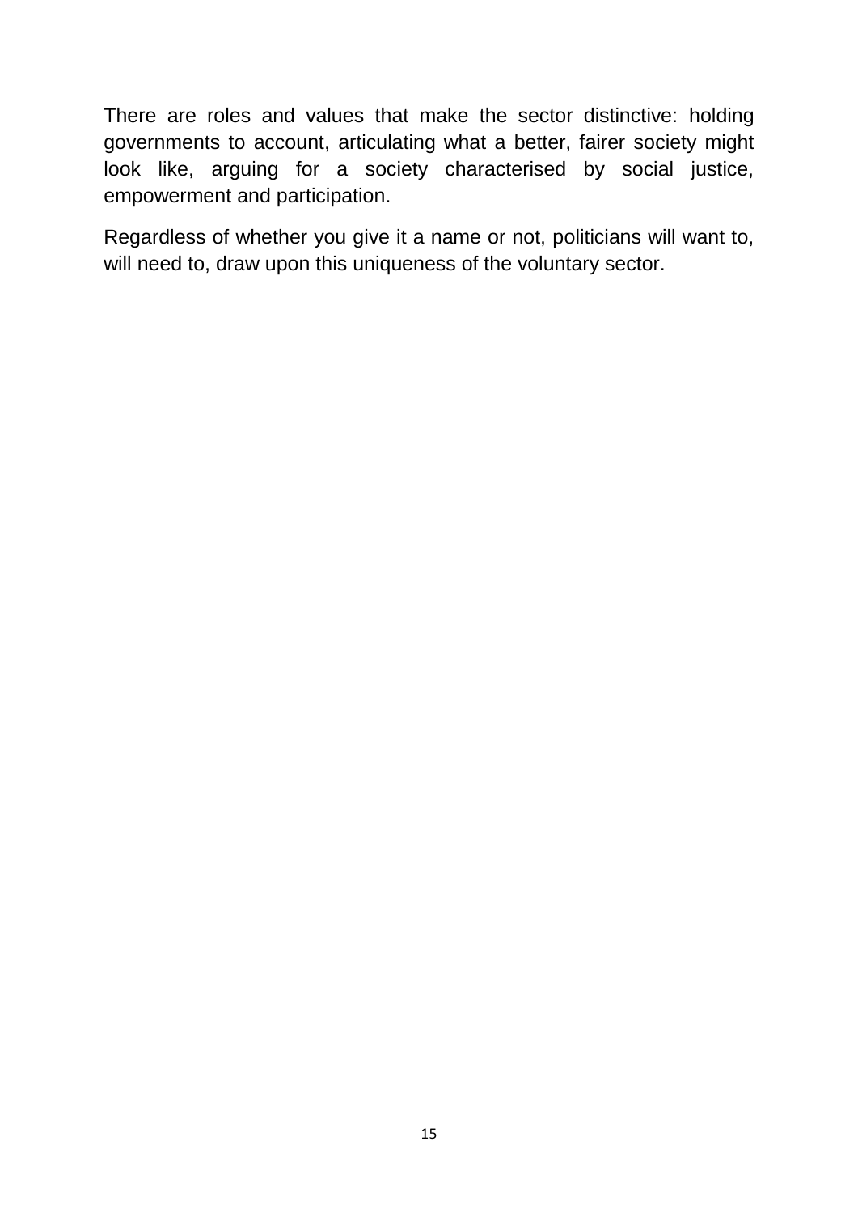There are roles and values that make the sector distinctive: holding governments to account, articulating what a better, fairer society might look like, arguing for a society characterised by social justice, empowerment and participation.

Regardless of whether you give it a name or not, politicians will want to, will need to, draw upon this uniqueness of the voluntary sector.